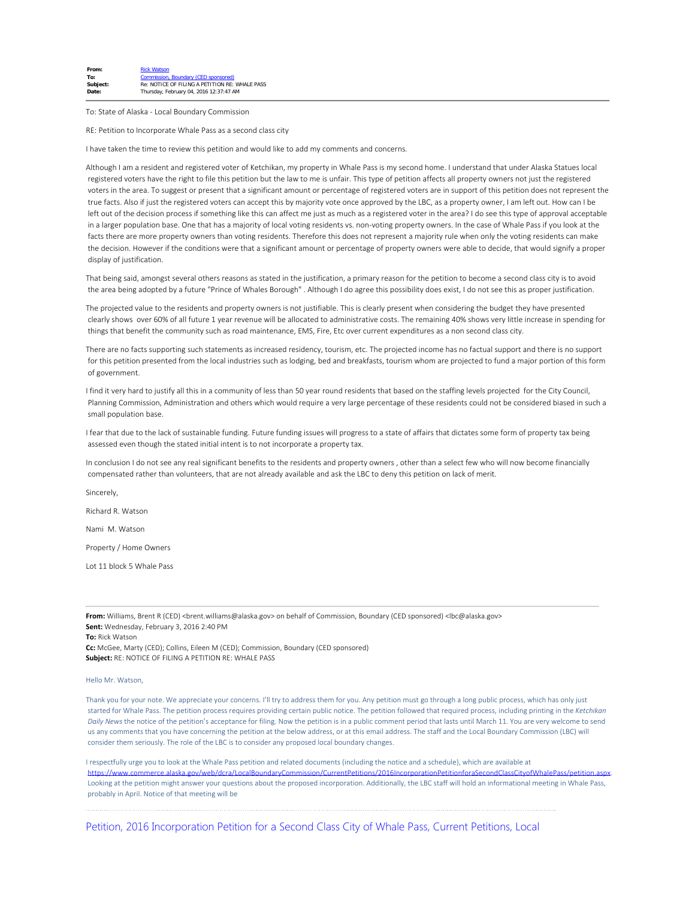**From:** Rick Watson
**To:** Commission, Boundary (CED sponsored)
**Subject:** Re: NOTICE OF FILING A PETITION RE: WHALE PASS
**Date:** Thursday, February 04, 2016 12:37:47 AM

---

To: State of Alaska - Local Boundary Commission

RE: Petition to Incorporate Whale Pass as a second class city

I have taken the time to review this petition and would like to add my comments and concerns.

Although I am a resident and registered voter of Ketchikan, my property in Whale Pass is my second home. I understand that under Alaska Statues local registered voters have the right to file this petition but the law to me is unfair. This type of petition affects all property owners not just the registered voters in the area. To suggest or present that a significant amount or percentage of registered voters are in support of this petition does not represent the true facts. Also if just the registered voters can accept this by majority vote once approved by the LBC, as a property owner, I am left out. How can I be left out of the decision process if something like this can affect me just as much as a registered voter in the area? I do see this type of approval acceptable in a larger population base. One that has a majority of local voting residents vs. non-voting property owners. In the case of Whale Pass if you look at the facts there are more property owners than voting residents. Therefore this does not represent a majority rule when only the voting residents can make the decision. However if the conditions were that a significant amount or percentage of property owners were able to decide, that would signify a proper display of justification.

That being said, amongst several others reasons as stated in the justification, a primary reason for the petition to become a second class city is to avoid the area being adopted by a future "Prince of Whales Borough" . Although I do agree this possibility does exist, I do not see this as proper justification.

The projected value to the residents and property owners is not justifiable. This is clearly present when considering the budget they have presented clearly shows over 60% of all future 1 year revenue will be allocated to administrative costs. The remaining 40% shows very little increase in spending for things that benefit the community such as road maintenance, EMS, Fire, Etc over current expenditures as a non second class city.

There are no facts supporting such statements as increased residency, tourism, etc. The projected income has no factual support and there is no support for this petition presented from the local industries such as lodging, bed and breakfasts, tourism whom are projected to fund a major portion of this form of government.

I find it very hard to justify all this in a community of less than 50 year round residents that based on the staffing levels projected for the City Council, Planning Commission, Administration and others which would require a very large percentage of these residents could not be considered biased in such a small population base.

I fear that due to the lack of sustainable funding. Future funding issues will progress to a state of affairs that dictates some form of property tax being assessed even though the stated initial intent is to not incorporate a property tax.

In conclusion I do not see any real significant benefits to the residents and property owners , other than a select few who will now become financially compensated rather than volunteers, that are not already available and ask the LBC to deny this petition on lack of merit.

Sincerely,

Richard R. Watson

Nami M. Watson

Property / Home Owners

Lot 11 block 5 Whale Pass

---

**From:** Williams, Brent R (CED) <brent.williams@alaska.gov> on behalf of Commission, Boundary (CED sponsored) <lbc@alaska.gov>
**Sent:** Wednesday, February 3, 2016 2:40 PM
**To:** Rick Watson
**Cc:** McGee, Marty (CED); Collins, Eileen M (CED); Commission, Boundary (CED sponsored)
**Subject:** RE: NOTICE OF FILING A PETITION RE: WHALE PASS

Hello Mr. Watson,

Thank you for your note. We appreciate your concerns. I'll try to address them for you. Any petition must go through a long public process, which has only just started for Whale Pass. The petition process requires providing certain public notice. The petition followed that required process, including printing in the *Ketchikan Daily News* the notice of the petition's acceptance for filing. Now the petition is in a public comment period that lasts until March 11. You are very welcome to send us any comments that you have concerning the petition at the below address, or at this email address. The staff and the Local Boundary Commission (LBC) will consider them seriously. The role of the LBC is to consider any proposed local boundary changes.

I respectfully urge you to look at the Whale Pass petition and related documents (including the notice and a schedule), which are available at https://www.commerce.alaska.gov/web/dcra/LocalBoundaryCommission/CurrentPetitions/2016IncorporationPetitionforaSecondClassCityofWhalePass/petition.aspx. Looking at the petition might answer your questions about the proposed incorporation. Additionally, the LBC staff will hold an informational meeting in Whale Pass, probably in April. Notice of that meeting will be

---

Petition, 2016 Incorporation Petition for a Second Class City of Whale Pass, Current Petitions, Local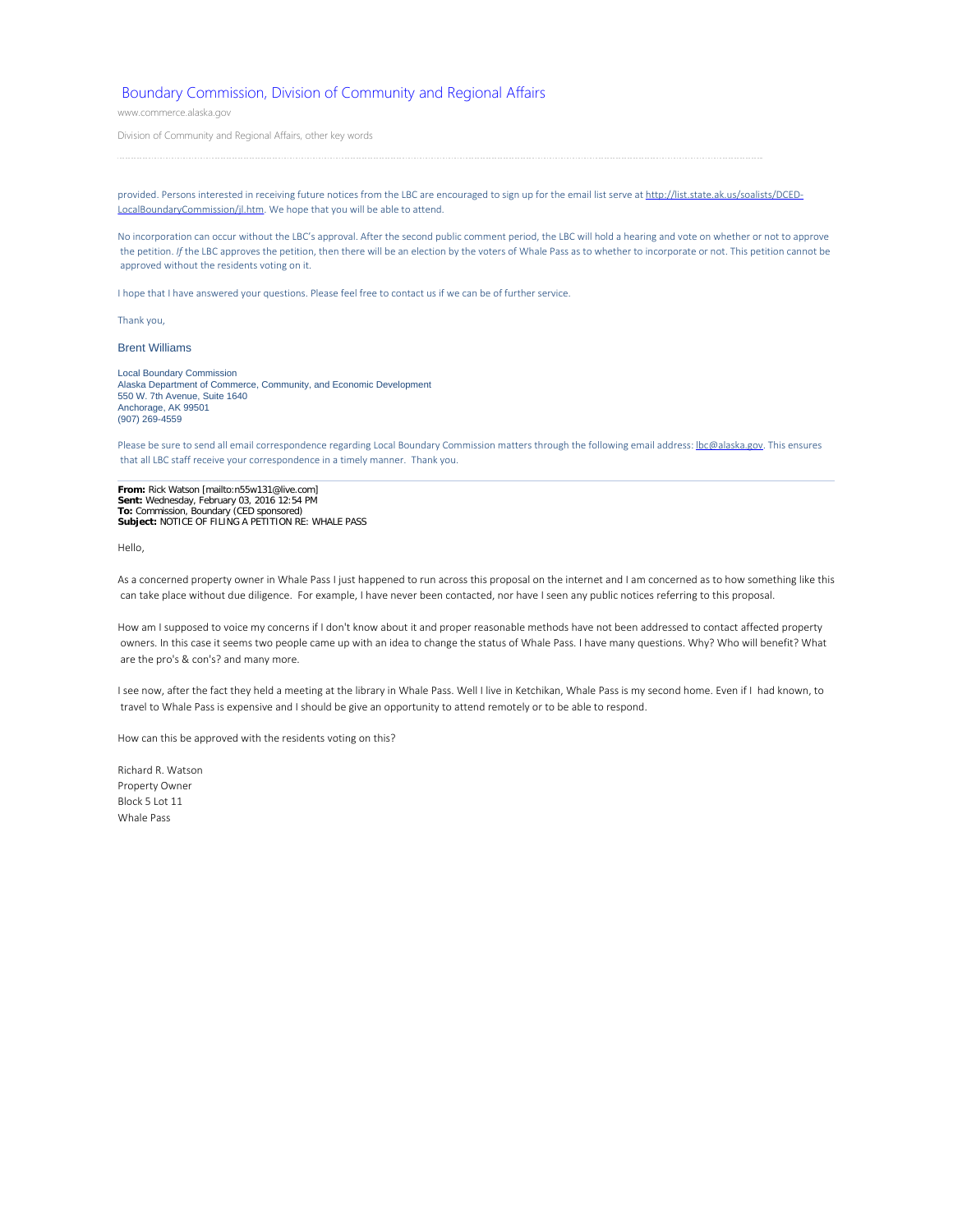Boundary Commission, Division of Community and Regional Affairs

www.commerce.alaska.gov

Division of Community and Regional Affairs, other key words

---

provided. Persons interested in receiving future notices from the LBC are encouraged to sign up for the email list serve at http://list.state.ak.us/soalists/DCED-LocalBoundaryCommission/jl.htm. We hope that you will be able to attend.

No incorporation can occur without the LBC's approval. After the second public comment period, the LBC will hold a hearing and vote on whether or not to approve the petition. *If* the LBC approves the petition, then there will be an election by the voters of Whale Pass as to whether to incorporate or not. This petition cannot be approved without the residents voting on it.

I hope that I have answered your questions. Please feel free to contact us if we can be of further service.

Thank you,

Brent Williams

Local Boundary Commission
Alaska Department of Commerce, Community, and Economic Development
550 W. 7th Avenue, Suite 1640
Anchorage, AK 99501
(907) 269-4559

Please be sure to send all email correspondence regarding Local Boundary Commission matters through the following email address: lbc@alaska.gov. This ensures that all LBC staff receive your correspondence in a timely manner. Thank you.

---

**From:** Rick Watson [mailto:n55w131@live.com]
**Sent:** Wednesday, February 03, 2016 12:54 PM
**To:** Commission, Boundary (CED sponsored)
**Subject:** NOTICE OF FILING A PETITION RE: WHALE PASS

Hello,

As a concerned property owner in Whale Pass I just happened to run across this proposal on the internet and I am concerned as to how something like this can take place without due diligence. For example, I have never been contacted, nor have I seen any public notices referring to this proposal.

How am I supposed to voice my concerns if I don't know about it and proper reasonable methods have not been addressed to contact affected property owners. In this case it seems two people came up with an idea to change the status of Whale Pass. I have many questions. Why? Who will benefit? What are the pro's & con's? and many more.

I see now, after the fact they held a meeting at the library in Whale Pass. Well I live in Ketchikan, Whale Pass is my second home. Even if I had known, to travel to Whale Pass is expensive and I should be give an opportunity to attend remotely or to be able to respond.

How can this be approved with the residents voting on this?

Richard R. Watson
Property Owner
Block 5 Lot 11
Whale Pass